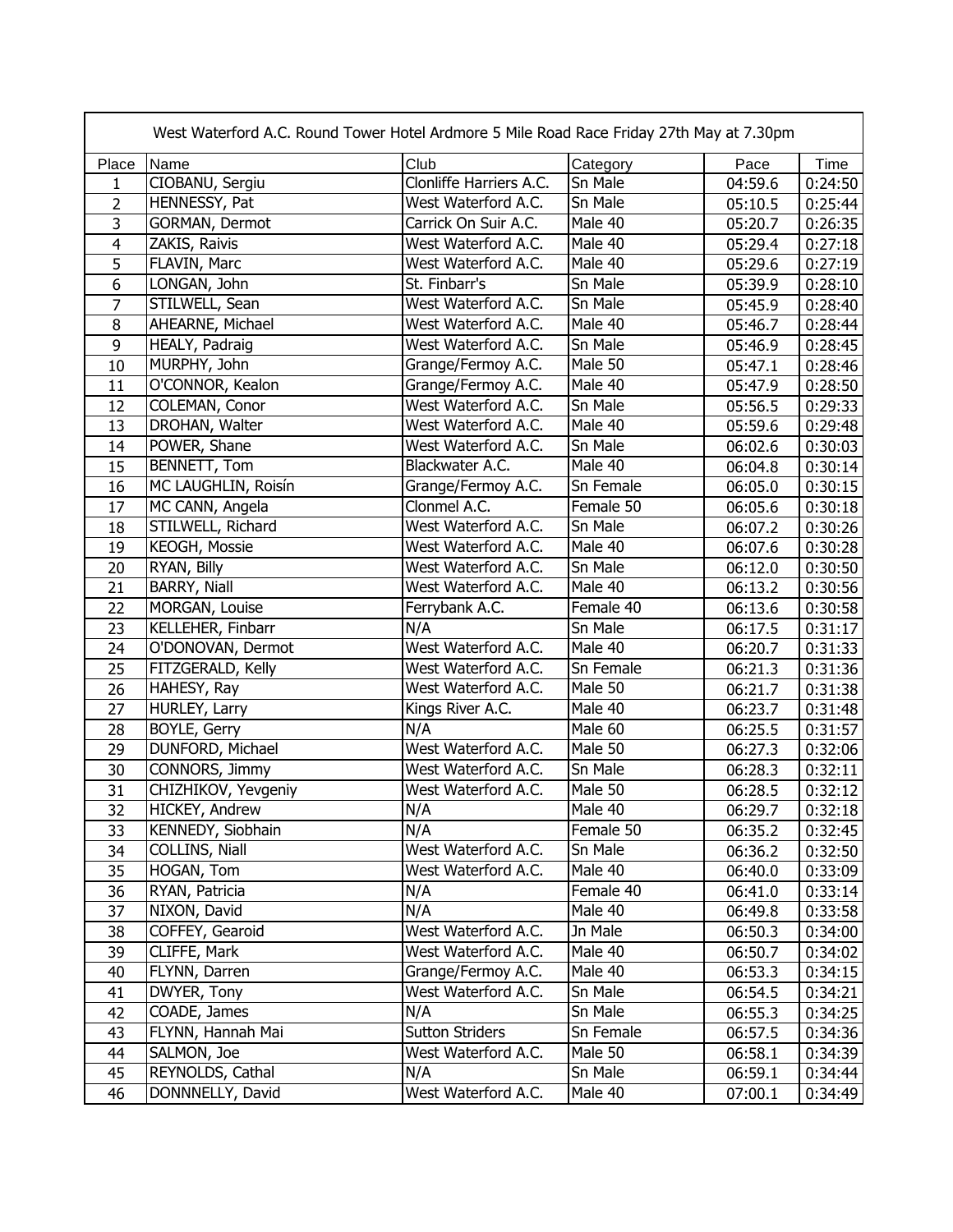West Waterford A.C. Round Tower Hotel Ardmore 5 Mile Road Race Friday 27th May at 7.30pm

| Place | Name | Club | Category | Pace | Time |
|---|---|---|---|---|---|
| 1 | CIOBANU, Sergiu | Clonliffe Harriers A.C. | Sn Male | 04:59.6 | 0:24:50 |
| 2 | HENNESSY, Pat | West Waterford A.C. | Sn Male | 05:10.5 | 0:25:44 |
| 3 | GORMAN, Dermot | Carrick On Suir A.C. | Male 40 | 05:20.7 | 0:26:35 |
| 4 | ZAKIS, Raivis | West Waterford A.C. | Male 40 | 05:29.4 | 0:27:18 |
| 5 | FLAVIN, Marc | West Waterford A.C. | Male 40 | 05:29.6 | 0:27:19 |
| 6 | LONGAN, John | St. Finbarr's | Sn Male | 05:39.9 | 0:28:10 |
| 7 | STILWELL, Sean | West Waterford A.C. | Sn Male | 05:45.9 | 0:28:40 |
| 8 | AHEARNE, Michael | West Waterford A.C. | Male 40 | 05:46.7 | 0:28:44 |
| 9 | HEALY, Padraig | West Waterford A.C. | Sn Male | 05:46.9 | 0:28:45 |
| 10 | MURPHY, John | Grange/Fermoy A.C. | Male 50 | 05:47.1 | 0:28:46 |
| 11 | O'CONNOR, Kealon | Grange/Fermoy A.C. | Male 40 | 05:47.9 | 0:28:50 |
| 12 | COLEMAN, Conor | West Waterford A.C. | Sn Male | 05:56.5 | 0:29:33 |
| 13 | DROHAN, Walter | West Waterford A.C. | Male 40 | 05:59.6 | 0:29:48 |
| 14 | POWER, Shane | West Waterford A.C. | Sn Male | 06:02.6 | 0:30:03 |
| 15 | BENNETT, Tom | Blackwater A.C. | Male 40 | 06:04.8 | 0:30:14 |
| 16 | MC LAUGHLIN, Roisín | Grange/Fermoy A.C. | Sn Female | 06:05.0 | 0:30:15 |
| 17 | MC CANN, Angela | Clonmel A.C. | Female 50 | 06:05.6 | 0:30:18 |
| 18 | STILWELL, Richard | West Waterford A.C. | Sn Male | 06:07.2 | 0:30:26 |
| 19 | KEOGH, Mossie | West Waterford A.C. | Male 40 | 06:07.6 | 0:30:28 |
| 20 | RYAN, Billy | West Waterford A.C. | Sn Male | 06:12.0 | 0:30:50 |
| 21 | BARRY, Niall | West Waterford A.C. | Male 40 | 06:13.2 | 0:30:56 |
| 22 | MORGAN, Louise | Ferrybank A.C. | Female 40 | 06:13.6 | 0:30:58 |
| 23 | KELLEHER, Finbarr | N/A | Sn Male | 06:17.5 | 0:31:17 |
| 24 | O'DONOVAN, Dermot | West Waterford A.C. | Male 40 | 06:20.7 | 0:31:33 |
| 25 | FITZGERALD, Kelly | West Waterford A.C. | Sn Female | 06:21.3 | 0:31:36 |
| 26 | HAHESY, Ray | West Waterford A.C. | Male 50 | 06:21.7 | 0:31:38 |
| 27 | HURLEY, Larry | Kings River A.C. | Male 40 | 06:23.7 | 0:31:48 |
| 28 | BOYLE, Gerry | N/A | Male 60 | 06:25.5 | 0:31:57 |
| 29 | DUNFORD, Michael | West Waterford A.C. | Male 50 | 06:27.3 | 0:32:06 |
| 30 | CONNORS, Jimmy | West Waterford A.C. | Sn Male | 06:28.3 | 0:32:11 |
| 31 | CHIZHIKOV, Yevgeniy | West Waterford A.C. | Male 50 | 06:28.5 | 0:32:12 |
| 32 | HICKEY, Andrew | N/A | Male 40 | 06:29.7 | 0:32:18 |
| 33 | KENNEDY, Siobhain | N/A | Female 50 | 06:35.2 | 0:32:45 |
| 34 | COLLINS, Niall | West Waterford A.C. | Sn Male | 06:36.2 | 0:32:50 |
| 35 | HOGAN, Tom | West Waterford A.C. | Male 40 | 06:40.0 | 0:33:09 |
| 36 | RYAN, Patricia | N/A | Female 40 | 06:41.0 | 0:33:14 |
| 37 | NIXON, David | N/A | Male 40 | 06:49.8 | 0:33:58 |
| 38 | COFFEY, Gearoid | West Waterford A.C. | Jn Male | 06:50.3 | 0:34:00 |
| 39 | CLIFFE, Mark | West Waterford A.C. | Male 40 | 06:50.7 | 0:34:02 |
| 40 | FLYNN, Darren | Grange/Fermoy A.C. | Male 40 | 06:53.3 | 0:34:15 |
| 41 | DWYER, Tony | West Waterford A.C. | Sn Male | 06:54.5 | 0:34:21 |
| 42 | COADE, James | N/A | Sn Male | 06:55.3 | 0:34:25 |
| 43 | FLYNN, Hannah Mai | Sutton Striders | Sn Female | 06:57.5 | 0:34:36 |
| 44 | SALMON, Joe | West Waterford A.C. | Male 50 | 06:58.1 | 0:34:39 |
| 45 | REYNOLDS, Cathal | N/A | Sn Male | 06:59.1 | 0:34:44 |
| 46 | DONNNELLY, David | West Waterford A.C. | Male 40 | 07:00.1 | 0:34:49 |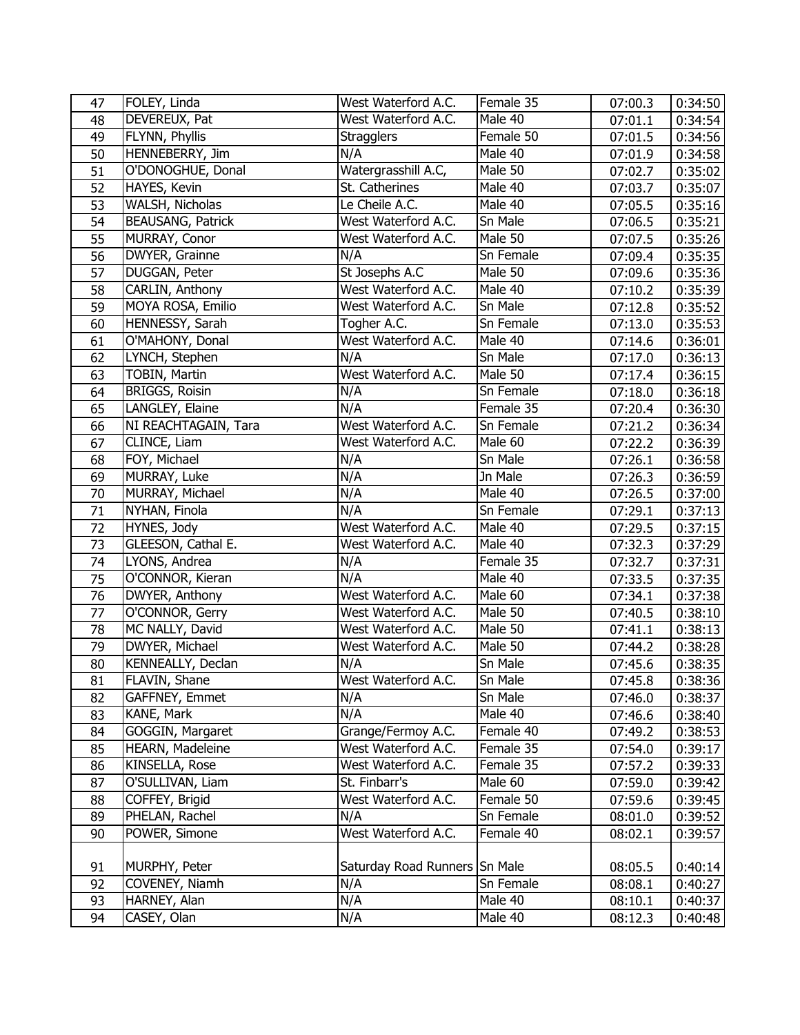| 47 | FOLEY, Linda | West Waterford A.C. | Female 35 | 07:00.3 | 0:34:50 |
|---|---|---|---|---|---|
| 48 | DEVEREUX, Pat | West Waterford A.C. | Male 40 | 07:01.1 | 0:34:54 |
| 49 | FLYNN, Phyllis | Stragglers | Female 50 | 07:01.5 | 0:34:56 |
| 50 | HENNEBERRY, Jim | N/A | Male 40 | 07:01.9 | 0:34:58 |
| 51 | O'DONOGHUE, Donal | Watergrasshill A.C, | Male 50 | 07:02.7 | 0:35:02 |
| 52 | HAYES, Kevin | St. Catherines | Male 40 | 07:03.7 | 0:35:07 |
| 53 | WALSH, Nicholas | Le Cheile A.C. | Male 40 | 07:05.5 | 0:35:16 |
| 54 | BEAUSANG, Patrick | West Waterford A.C. | Sn Male | 07:06.5 | 0:35:21 |
| 55 | MURRAY, Conor | West Waterford A.C. | Male 50 | 07:07.5 | 0:35:26 |
| 56 | DWYER, Grainne | N/A | Sn Female | 07:09.4 | 0:35:35 |
| 57 | DUGGAN, Peter | St Josephs A.C | Male 50 | 07:09.6 | 0:35:36 |
| 58 | CARLIN, Anthony | West Waterford A.C. | Male 40 | 07:10.2 | 0:35:39 |
| 59 | MOYA ROSA, Emilio | West Waterford A.C. | Sn Male | 07:12.8 | 0:35:52 |
| 60 | HENNESSY, Sarah | Togher A.C. | Sn Female | 07:13.0 | 0:35:53 |
| 61 | O'MAHONY, Donal | West Waterford A.C. | Male 40 | 07:14.6 | 0:36:01 |
| 62 | LYNCH, Stephen | N/A | Sn Male | 07:17.0 | 0:36:13 |
| 63 | TOBIN, Martin | West Waterford A.C. | Male 50 | 07:17.4 | 0:36:15 |
| 64 | BRIGGS, Roisin | N/A | Sn Female | 07:18.0 | 0:36:18 |
| 65 | LANGLEY, Elaine | N/A | Female 35 | 07:20.4 | 0:36:30 |
| 66 | NI REACHTAGAIN, Tara | West Waterford A.C. | Sn Female | 07:21.2 | 0:36:34 |
| 67 | CLINCE, Liam | West Waterford A.C. | Male 60 | 07:22.2 | 0:36:39 |
| 68 | FOY, Michael | N/A | Sn Male | 07:26.1 | 0:36:58 |
| 69 | MURRAY, Luke | N/A | Jn Male | 07:26.3 | 0:36:59 |
| 70 | MURRAY, Michael | N/A | Male 40 | 07:26.5 | 0:37:00 |
| 71 | NYHAN, Finola | N/A | Sn Female | 07:29.1 | 0:37:13 |
| 72 | HYNES, Jody | West Waterford A.C. | Male 40 | 07:29.5 | 0:37:15 |
| 73 | GLEESON, Cathal E. | West Waterford A.C. | Male 40 | 07:32.3 | 0:37:29 |
| 74 | LYONS, Andrea | N/A | Female 35 | 07:32.7 | 0:37:31 |
| 75 | O'CONNOR, Kieran | N/A | Male 40 | 07:33.5 | 0:37:35 |
| 76 | DWYER, Anthony | West Waterford A.C. | Male 60 | 07:34.1 | 0:37:38 |
| 77 | O'CONNOR, Gerry | West Waterford A.C. | Male 50 | 07:40.5 | 0:38:10 |
| 78 | MC NALLY, David | West Waterford A.C. | Male 50 | 07:41.1 | 0:38:13 |
| 79 | DWYER, Michael | West Waterford A.C. | Male 50 | 07:44.2 | 0:38:28 |
| 80 | KENNEALLY, Declan | N/A | Sn Male | 07:45.6 | 0:38:35 |
| 81 | FLAVIN, Shane | West Waterford A.C. | Sn Male | 07:45.8 | 0:38:36 |
| 82 | GAFFNEY, Emmet | N/A | Sn Male | 07:46.0 | 0:38:37 |
| 83 | KANE, Mark | N/A | Male 40 | 07:46.6 | 0:38:40 |
| 84 | GOGGIN, Margaret | Grange/Fermoy A.C. | Female 40 | 07:49.2 | 0:38:53 |
| 85 | HEARN, Madeleine | West Waterford A.C. | Female 35 | 07:54.0 | 0:39:17 |
| 86 | KINSELLA, Rose | West Waterford A.C. | Female 35 | 07:57.2 | 0:39:33 |
| 87 | O'SULLIVAN, Liam | St. Finbarr's | Male 60 | 07:59.0 | 0:39:42 |
| 88 | COFFEY, Brigid | West Waterford A.C. | Female 50 | 07:59.6 | 0:39:45 |
| 89 | PHELAN, Rachel | N/A | Sn Female | 08:01.0 | 0:39:52 |
| 90 | POWER, Simone | West Waterford A.C. | Female 40 | 08:02.1 | 0:39:57 |
| 91 | MURPHY, Peter | Saturday Road Runners | Sn Male | 08:05.5 | 0:40:14 |
| 92 | COVENEY, Niamh | N/A | Sn Female | 08:08.1 | 0:40:27 |
| 93 | HARNEY, Alan | N/A | Male 40 | 08:10.1 | 0:40:37 |
| 94 | CASEY, Olan | N/A | Male 40 | 08:12.3 | 0:40:48 |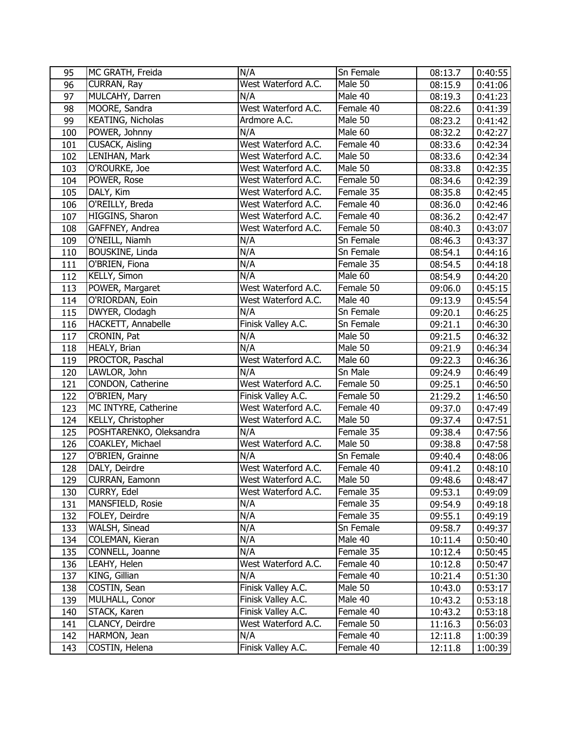| | | | | | |
|---|---|---|---|---|---|
| 95 | MC GRATH, Freida | N/A | Sn Female | 08:13.7 | 0:40:55 |
| 96 | CURRAN, Ray | West Waterford A.C. | Male 50 | 08:15.9 | 0:41:06 |
| 97 | MULCAHY, Darren | N/A | Male 40 | 08:19.3 | 0:41:23 |
| 98 | MOORE, Sandra | West Waterford A.C. | Female 40 | 08:22.6 | 0:41:39 |
| 99 | KEATING, Nicholas | Ardmore A.C. | Male 50 | 08:23.2 | 0:41:42 |
| 100 | POWER, Johnny | N/A | Male 60 | 08:32.2 | 0:42:27 |
| 101 | CUSACK, Aisling | West Waterford A.C. | Female 40 | 08:33.6 | 0:42:34 |
| 102 | LENIHAN, Mark | West Waterford A.C. | Male 50 | 08:33.6 | 0:42:34 |
| 103 | O'ROURKE, Joe | West Waterford A.C. | Male 50 | 08:33.8 | 0:42:35 |
| 104 | POWER, Rose | West Waterford A.C. | Female 50 | 08:34.6 | 0:42:39 |
| 105 | DALY, Kim | West Waterford A.C. | Female 35 | 08:35.8 | 0:42:45 |
| 106 | O'REILLY, Breda | West Waterford A.C. | Female 40 | 08:36.0 | 0:42:46 |
| 107 | HIGGINS, Sharon | West Waterford A.C. | Female 40 | 08:36.2 | 0:42:47 |
| 108 | GAFFNEY, Andrea | West Waterford A.C. | Female 50 | 08:40.3 | 0:43:07 |
| 109 | O'NEILL, Niamh | N/A | Sn Female | 08:46.3 | 0:43:37 |
| 110 | BOUSKINE, Linda | N/A | Sn Female | 08:54.1 | 0:44:16 |
| 111 | O'BRIEN, Fiona | N/A | Female 35 | 08:54.5 | 0:44:18 |
| 112 | KELLY, Simon | N/A | Male 60 | 08:54.9 | 0:44:20 |
| 113 | POWER, Margaret | West Waterford A.C. | Female 50 | 09:06.0 | 0:45:15 |
| 114 | O'RIORDAN, Eoin | West Waterford A.C. | Male 40 | 09:13.9 | 0:45:54 |
| 115 | DWYER, Clodagh | N/A | Sn Female | 09:20.1 | 0:46:25 |
| 116 | HACKETT, Annabelle | Finisk Valley A.C. | Sn Female | 09:21.1 | 0:46:30 |
| 117 | CRONIN, Pat | N/A | Male 50 | 09:21.5 | 0:46:32 |
| 118 | HEALY, Brian | N/A | Male 50 | 09:21.9 | 0:46:34 |
| 119 | PROCTOR, Paschal | West Waterford A.C. | Male 60 | 09:22.3 | 0:46:36 |
| 120 | LAWLOR, John | N/A | Sn Male | 09:24.9 | 0:46:49 |
| 121 | CONDON, Catherine | West Waterford A.C. | Female 50 | 09:25.1 | 0:46:50 |
| 122 | O'BRIEN, Mary | Finisk Valley A.C. | Female 50 | 21:29.2 | 1:46:50 |
| 123 | MC INTYRE, Catherine | West Waterford A.C. | Female 40 | 09:37.0 | 0:47:49 |
| 124 | KELLY, Christopher | West Waterford A.C. | Male 50 | 09:37.4 | 0:47:51 |
| 125 | POSHTARENKO, Oleksandra | N/A | Female 35 | 09:38.4 | 0:47:56 |
| 126 | COAKLEY, Michael | West Waterford A.C. | Male 50 | 09:38.8 | 0:47:58 |
| 127 | O'BRIEN, Grainne | N/A | Sn Female | 09:40.4 | 0:48:06 |
| 128 | DALY, Deirdre | West Waterford A.C. | Female 40 | 09:41.2 | 0:48:10 |
| 129 | CURRAN, Eamonn | West Waterford A.C. | Male 50 | 09:48.6 | 0:48:47 |
| 130 | CURRY, Edel | West Waterford A.C. | Female 35 | 09:53.1 | 0:49:09 |
| 131 | MANSFIELD, Rosie | N/A | Female 35 | 09:54.9 | 0:49:18 |
| 132 | FOLEY, Deirdre | N/A | Female 35 | 09:55.1 | 0:49:19 |
| 133 | WALSH, Sinead | N/A | Sn Female | 09:58.7 | 0:49:37 |
| 134 | COLEMAN, Kieran | N/A | Male 40 | 10:11.4 | 0:50:40 |
| 135 | CONNELL, Joanne | N/A | Female 35 | 10:12.4 | 0:50:45 |
| 136 | LEAHY, Helen | West Waterford A.C. | Female 40 | 10:12.8 | 0:50:47 |
| 137 | KING, Gillian | N/A | Female 40 | 10:21.4 | 0:51:30 |
| 138 | COSTIN, Sean | Finisk Valley A.C. | Male 50 | 10:43.0 | 0:53:17 |
| 139 | MULHALL, Conor | Finisk Valley A.C. | Male 40 | 10:43.2 | 0:53:18 |
| 140 | STACK, Karen | Finisk Valley A.C. | Female 40 | 10:43.2 | 0:53:18 |
| 141 | CLANCY, Deirdre | West Waterford A.C. | Female 50 | 11:16.3 | 0:56:03 |
| 142 | HARMON, Jean | N/A | Female 40 | 12:11.8 | 1:00:39 |
| 143 | COSTIN, Helena | Finisk Valley A.C. | Female 40 | 12:11.8 | 1:00:39 |